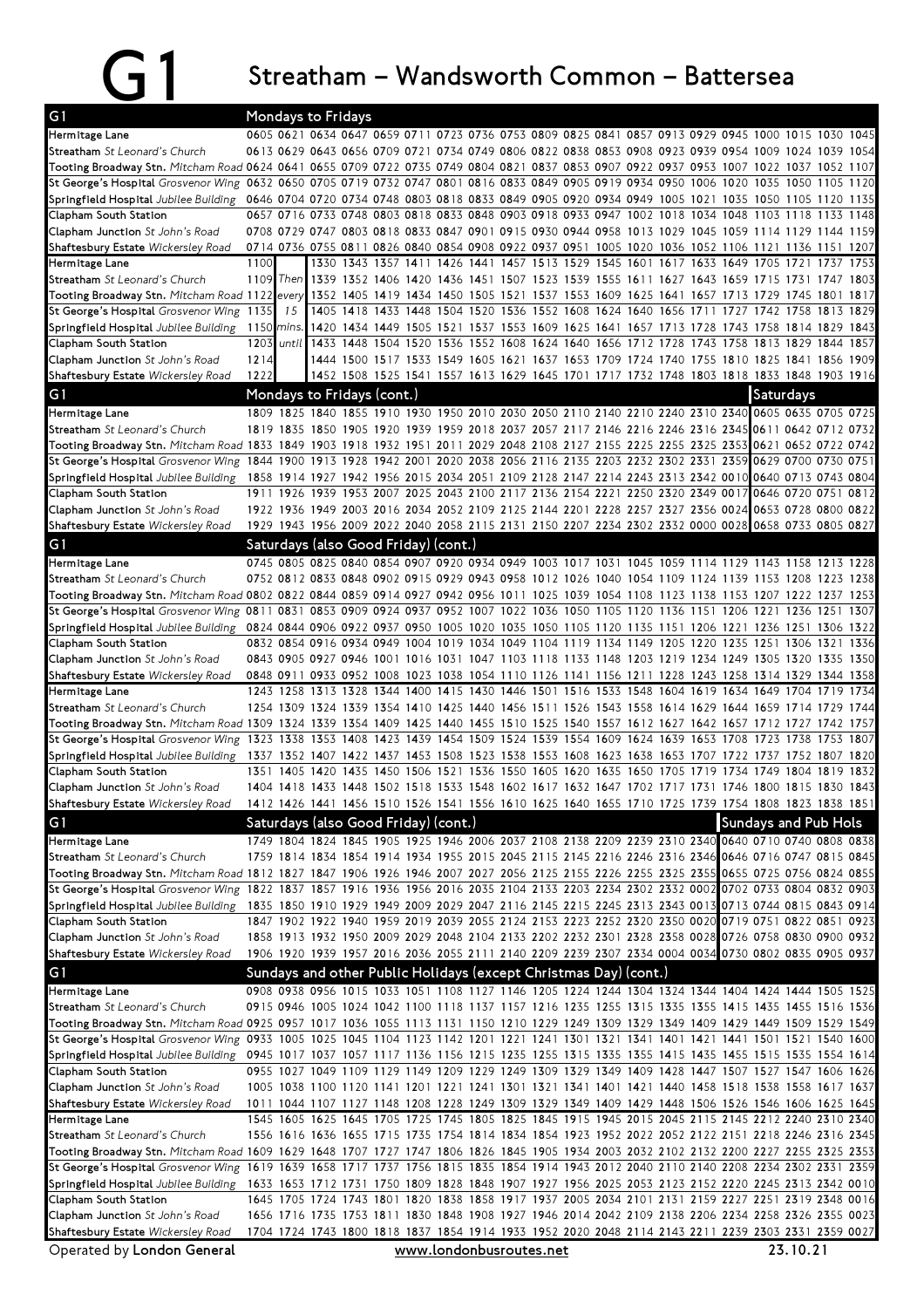# G1

## Streatham – Wandsworth Common – Battersea

### Mondays to Fridays

| G1 | | | | | | | | | | | | | | | | | | | | |
|---|---|---|---|---|---|---|---|---|---|---|---|---|---|---|---|---|---|---|---|---|
| Hermitage Lane | 0605 | 0621 | 0634 | 0647 | 0659 | 0711 | 0723 | 0736 | 0753 | 0809 | 0825 | 0841 | 0857 | 0913 | 0929 | 0945 | 1000 | 1015 | 1030 | 1045 |
| Streatham *St Leonard's Church* | 0613 | 0629 | 0643 | 0656 | 0709 | 0721 | 0734 | 0749 | 0806 | 0822 | 0838 | 0853 | 0908 | 0923 | 0939 | 0954 | 1009 | 1024 | 1039 | 1054 |
| Tooting Broadway Stn. *Mitcham Road* | 0624 | 0641 | 0655 | 0709 | 0722 | 0735 | 0749 | 0804 | 0821 | 0837 | 0853 | 0907 | 0922 | 0937 | 0953 | 1007 | 1022 | 1037 | 1052 | 1107 |
| St George's Hospital *Grosvenor Wing* | 0632 | 0650 | 0705 | 0719 | 0732 | 0747 | 0801 | 0816 | 0833 | 0849 | 0905 | 0919 | 0934 | 0950 | 1006 | 1020 | 1035 | 1050 | 1105 | 1120 |
| Springfield Hospital *Jubilee Building* | 0646 | 0704 | 0720 | 0734 | 0748 | 0803 | 0818 | 0833 | 0849 | 0905 | 0920 | 0934 | 0949 | 1005 | 1021 | 1035 | 1050 | 1105 | 1120 | 1135 |
| Clapham South Station | 0657 | 0716 | 0733 | 0748 | 0803 | 0818 | 0833 | 0848 | 0903 | 0918 | 0933 | 0947 | 1002 | 1018 | 1034 | 1048 | 1103 | 1118 | 1133 | 1148 |
| Clapham Junction *St John's Road* | 0708 | 0729 | 0747 | 0803 | 0818 | 0833 | 0847 | 0901 | 0915 | 0930 | 0944 | 0958 | 1013 | 1029 | 1045 | 1059 | 1114 | 1129 | 1144 | 1159 |
| Shaftesbury Estate *Wickersley Road* | 0714 | 0736 | 0755 | 0811 | 0826 | 0840 | 0854 | 0908 | 0922 | 0937 | 0951 | 1005 | 1020 | 1036 | 1052 | 1106 | 1121 | 1136 | 1151 | 1207 |

| G1 | | | | | | | | | | | | | | | | | | | | |
|---|---|---|---|---|---|---|---|---|---|---|---|---|---|---|---|---|---|---|---|---|
| Hermitage Lane | 1100 | Then every 15 mins. until | 1330 | 1343 | 1357 | 1411 | 1426 | 1441 | 1457 | 1513 | 1529 | 1545 | 1601 | 1617 | 1633 | 1649 | 1705 | 1721 | 1737 | 1753 |
| Streatham *St Leonard's Church* | 1109 | | 1339 | 1352 | 1406 | 1420 | 1436 | 1451 | 1507 | 1523 | 1539 | 1555 | 1611 | 1627 | 1643 | 1659 | 1715 | 1731 | 1747 | 1803 |
| Tooting Broadway Stn. *Mitcham Road* | 1122 | | 1352 | 1405 | 1419 | 1434 | 1450 | 1505 | 1521 | 1537 | 1553 | 1609 | 1625 | 1641 | 1657 | 1713 | 1729 | 1745 | 1801 | 1817 |
| St George's Hospital *Grosvenor Wing* | 1135 | | 1405 | 1418 | 1433 | 1448 | 1504 | 1520 | 1536 | 1552 | 1608 | 1624 | 1640 | 1656 | 1711 | 1727 | 1742 | 1758 | 1813 | 1829 |
| Springfield Hospital *Jubilee Building* | 1150 | | 1420 | 1434 | 1449 | 1505 | 1521 | 1537 | 1553 | 1609 | 1625 | 1641 | 1657 | 1713 | 1728 | 1743 | 1758 | 1814 | 1829 | 1843 |
| Clapham South Station | 1203 | | 1433 | 1448 | 1504 | 1520 | 1536 | 1552 | 1608 | 1624 | 1640 | 1656 | 1712 | 1728 | 1743 | 1758 | 1813 | 1829 | 1844 | 1857 |
| Clapham Junction *St John's Road* | 1214 | | 1444 | 1500 | 1517 | 1533 | 1549 | 1605 | 1621 | 1637 | 1653 | 1709 | 1724 | 1740 | 1755 | 1810 | 1825 | 1841 | 1856 | 1909 |
| Shaftesbury Estate *Wickersley Road* | 1222 | | 1452 | 1508 | 1525 | 1541 | 1557 | 1613 | 1629 | 1645 | 1701 | 1717 | 1732 | 1748 | 1803 | 1818 | 1833 | 1848 | 1903 | 1916 |

### Mondays to Fridays (cont.) / Saturdays

| G1 | Mondays to Fridays (cont.) | | | | | | | | | | | | | | | | Saturdays | | | |
|---|---|---|---|---|---|---|---|---|---|---|---|---|---|---|---|---|---|---|---|---|
| Hermitage Lane | 1809 | 1825 | 1840 | 1855 | 1910 | 1930 | 1950 | 2010 | 2030 | 2050 | 2110 | 2140 | 2210 | 2240 | 2310 | 2340 | 0605 | 0635 | 0705 | 0725 |
| Streatham *St Leonard's Church* | 1819 | 1835 | 1850 | 1905 | 1920 | 1939 | 1959 | 2018 | 2037 | 2057 | 2117 | 2146 | 2216 | 2246 | 2316 | 2345 | 0611 | 0642 | 0712 | 0732 |
| Tooting Broadway Stn. *Mitcham Road* | 1833 | 1849 | 1903 | 1918 | 1932 | 1951 | 2011 | 2029 | 2048 | 2108 | 2127 | 2155 | 2225 | 2255 | 2325 | 2353 | 0621 | 0652 | 0722 | 0742 |
| St George's Hospital *Grosvenor Wing* | 1844 | 1900 | 1913 | 1928 | 1942 | 2001 | 2020 | 2038 | 2056 | 2116 | 2135 | 2203 | 2232 | 2302 | 2331 | 2359 | 0629 | 0700 | 0730 | 0751 |
| Springfield Hospital *Jubilee Building* | 1858 | 1914 | 1927 | 1942 | 1956 | 2015 | 2034 | 2051 | 2109 | 2128 | 2147 | 2214 | 2243 | 2313 | 2342 | 0010 | 0640 | 0713 | 0743 | 0804 |
| Clapham South Station | 1911 | 1926 | 1939 | 1953 | 2007 | 2025 | 2043 | 2100 | 2117 | 2136 | 2154 | 2221 | 2250 | 2320 | 2349 | 0017 | 0646 | 0720 | 0751 | 0812 |
| Clapham Junction *St John's Road* | 1922 | 1936 | 1949 | 2003 | 2016 | 2034 | 2052 | 2109 | 2125 | 2144 | 2201 | 2228 | 2257 | 2327 | 2356 | 0024 | 0653 | 0728 | 0800 | 0822 |
| Shaftesbury Estate *Wickersley Road* | 1929 | 1943 | 1956 | 2009 | 2022 | 2040 | 2058 | 2115 | 2131 | 2150 | 2207 | 2234 | 2302 | 2332 | 0000 | 0028 | 0658 | 0733 | 0805 | 0827 |

### Saturdays (also Good Friday) (cont.)

| G1 | | | | | | | | | | | | | | | | | | | | |
|---|---|---|---|---|---|---|---|---|---|---|---|---|---|---|---|---|---|---|---|---|
| Hermitage Lane | 0745 | 0805 | 0825 | 0840 | 0854 | 0907 | 0920 | 0934 | 0949 | 1003 | 1017 | 1031 | 1045 | 1059 | 1114 | 1129 | 1143 | 1158 | 1213 | 1228 |
| Streatham *St Leonard's Church* | 0752 | 0812 | 0833 | 0848 | 0902 | 0915 | 0929 | 0943 | 0958 | 1012 | 1026 | 1040 | 1054 | 1109 | 1124 | 1139 | 1153 | 1208 | 1223 | 1238 |
| Tooting Broadway Stn. *Mitcham Road* | 0802 | 0822 | 0844 | 0859 | 0914 | 0927 | 0942 | 0956 | 1011 | 1025 | 1039 | 1054 | 1108 | 1123 | 1138 | 1153 | 1207 | 1222 | 1237 | 1253 |
| St George's Hospital *Grosvenor Wing* | 0811 | 0831 | 0853 | 0909 | 0924 | 0937 | 0952 | 1007 | 1022 | 1036 | 1050 | 1105 | 1120 | 1136 | 1151 | 1206 | 1221 | 1236 | 1251 | 1307 |
| Springfield Hospital *Jubilee Building* | 0824 | 0844 | 0906 | 0922 | 0937 | 0950 | 1005 | 1020 | 1035 | 1050 | 1105 | 1120 | 1135 | 1151 | 1206 | 1221 | 1236 | 1251 | 1306 | 1322 |
| Clapham South Station | 0832 | 0854 | 0916 | 0934 | 0949 | 1004 | 1019 | 1034 | 1049 | 1104 | 1119 | 1134 | 1149 | 1205 | 1220 | 1235 | 1251 | 1306 | 1321 | 1336 |
| Clapham Junction *St John's Road* | 0843 | 0905 | 0927 | 0946 | 1001 | 1016 | 1031 | 1047 | 1103 | 1118 | 1133 | 1148 | 1203 | 1219 | 1234 | 1249 | 1305 | 1320 | 1335 | 1350 |
| Shaftesbury Estate *Wickersley Road* | 0848 | 0911 | 0933 | 0952 | 1008 | 1023 | 1038 | 1054 | 1110 | 1126 | 1141 | 1156 | 1211 | 1228 | 1243 | 1258 | 1314 | 1329 | 1344 | 1358 |

| G1 | | | | | | | | | | | | | | | | | | | | |
|---|---|---|---|---|---|---|---|---|---|---|---|---|---|---|---|---|---|---|---|---|
| Hermitage Lane | 1243 | 1258 | 1313 | 1328 | 1344 | 1400 | 1415 | 1430 | 1446 | 1501 | 1516 | 1533 | 1548 | 1604 | 1619 | 1634 | 1649 | 1704 | 1719 | 1734 |
| Streatham *St Leonard's Church* | 1254 | 1309 | 1324 | 1339 | 1354 | 1410 | 1425 | 1440 | 1456 | 1511 | 1526 | 1543 | 1558 | 1614 | 1629 | 1644 | 1659 | 1714 | 1729 | 1744 |
| Tooting Broadway Stn. *Mitcham Road* | 1309 | 1324 | 1339 | 1354 | 1409 | 1425 | 1440 | 1455 | 1510 | 1525 | 1540 | 1557 | 1612 | 1627 | 1642 | 1657 | 1712 | 1727 | 1742 | 1757 |
| St George's Hospital *Grosvenor Wing* | 1323 | 1338 | 1353 | 1408 | 1423 | 1439 | 1454 | 1509 | 1524 | 1539 | 1554 | 1609 | 1624 | 1639 | 1653 | 1708 | 1723 | 1738 | 1753 | 1807 |
| Springfield Hospital *Jubilee Building* | 1337 | 1352 | 1407 | 1422 | 1437 | 1453 | 1508 | 1523 | 1538 | 1553 | 1608 | 1623 | 1638 | 1653 | 1707 | 1722 | 1737 | 1752 | 1807 | 1820 |
| Clapham South Station | 1351 | 1405 | 1420 | 1435 | 1450 | 1506 | 1521 | 1536 | 1550 | 1605 | 1620 | 1635 | 1650 | 1705 | 1719 | 1734 | 1749 | 1804 | 1819 | 1832 |
| Clapham Junction *St John's Road* | 1404 | 1418 | 1433 | 1448 | 1502 | 1518 | 1533 | 1548 | 1602 | 1617 | 1632 | 1647 | 1702 | 1717 | 1731 | 1746 | 1800 | 1815 | 1830 | 1843 |
| Shaftesbury Estate *Wickersley Road* | 1412 | 1426 | 1441 | 1456 | 1510 | 1526 | 1541 | 1556 | 1610 | 1625 | 1640 | 1655 | 1710 | 1725 | 1739 | 1754 | 1808 | 1823 | 1838 | 1851 |

### Saturdays (also Good Friday) (cont.) / Sundays and Pub Hols

| G1 | Saturdays (also Good Friday) (cont.) | | | | | | | | | | | | | | | Sundays and Pub Hols | | | | |
|---|---|---|---|---|---|---|---|---|---|---|---|---|---|---|---|---|---|---|---|---|
| Hermitage Lane | 1749 | 1804 | 1824 | 1845 | 1905 | 1925 | 1946 | 2006 | 2037 | 2108 | 2138 | 2209 | 2239 | 2310 | 2340 | 0640 | 0710 | 0740 | 0808 | 0838 |
| Streatham *St Leonard's Church* | 1759 | 1814 | 1834 | 1854 | 1914 | 1934 | 1955 | 2015 | 2045 | 2115 | 2145 | 2216 | 2246 | 2316 | 2346 | 0646 | 0716 | 0747 | 0815 | 0845 |
| Tooting Broadway Stn. *Mitcham Road* | 1812 | 1827 | 1847 | 1906 | 1926 | 1946 | 2007 | 2027 | 2056 | 2125 | 2155 | 2226 | 2255 | 2325 | 2355 | 0655 | 0725 | 0756 | 0824 | 0855 |
| St George's Hospital *Grosvenor Wing* | 1822 | 1837 | 1857 | 1916 | 1936 | 1956 | 2016 | 2035 | 2104 | 2133 | 2203 | 2234 | 2302 | 2332 | 0002 | 0702 | 0733 | 0804 | 0832 | 0903 |
| Springfield Hospital *Jubilee Building* | 1835 | 1850 | 1910 | 1929 | 1949 | 2009 | 2029 | 2047 | 2116 | 2145 | 2215 | 2245 | 2313 | 2343 | 0013 | 0713 | 0744 | 0815 | 0843 | 0914 |
| Clapham South Station | 1847 | 1902 | 1922 | 1940 | 1959 | 2019 | 2039 | 2055 | 2124 | 2153 | 2223 | 2252 | 2320 | 2350 | 0020 | 0719 | 0751 | 0822 | 0851 | 0923 |
| Clapham Junction *St John's Road* | 1858 | 1913 | 1932 | 1950 | 2009 | 2029 | 2048 | 2104 | 2133 | 2202 | 2232 | 2301 | 2328 | 2358 | 0028 | 0726 | 0758 | 0830 | 0900 | 0932 |
| Shaftesbury Estate *Wickersley Road* | 1906 | 1920 | 1939 | 1957 | 2016 | 2036 | 2055 | 2111 | 2140 | 2209 | 2239 | 2307 | 2334 | 0004 | 0034 | 0730 | 0802 | 0835 | 0905 | 0937 |

### Sundays and other Public Holidays (except Christmas Day) (cont.)

| G1 | | | | | | | | | | | | | | | | | | | | |
|---|---|---|---|---|---|---|---|---|---|---|---|---|---|---|---|---|---|---|---|---|
| Hermitage Lane | 0908 | 0938 | 0956 | 1015 | 1033 | 1051 | 1108 | 1127 | 1146 | 1205 | 1224 | 1244 | 1304 | 1324 | 1344 | 1404 | 1424 | 1444 | 1505 | 1525 |
| Streatham *St Leonard's Church* | 0915 | 0946 | 1005 | 1024 | 1042 | 1100 | 1118 | 1137 | 1157 | 1216 | 1235 | 1255 | 1315 | 1335 | 1355 | 1415 | 1435 | 1455 | 1516 | 1536 |
| Tooting Broadway Stn. *Mitcham Road* | 0925 | 0957 | 1017 | 1036 | 1055 | 1113 | 1131 | 1150 | 1210 | 1229 | 1249 | 1309 | 1329 | 1349 | 1409 | 1429 | 1449 | 1509 | 1529 | 1549 |
| St George's Hospital *Grosvenor Wing* | 0933 | 1005 | 1025 | 1045 | 1104 | 1123 | 1142 | 1201 | 1221 | 1241 | 1301 | 1321 | 1341 | 1401 | 1421 | 1441 | 1501 | 1521 | 1540 | 1600 |
| Springfield Hospital *Jubilee Building* | 0945 | 1017 | 1037 | 1057 | 1117 | 1136 | 1156 | 1215 | 1235 | 1255 | 1315 | 1335 | 1355 | 1415 | 1435 | 1455 | 1515 | 1535 | 1554 | 1614 |
| Clapham South Station | 0955 | 1027 | 1049 | 1109 | 1129 | 1149 | 1209 | 1229 | 1249 | 1309 | 1329 | 1349 | 1409 | 1428 | 1447 | 1507 | 1527 | 1547 | 1606 | 1626 |
| Clapham Junction *St John's Road* | 1005 | 1038 | 1100 | 1120 | 1141 | 1201 | 1221 | 1241 | 1301 | 1321 | 1341 | 1401 | 1421 | 1440 | 1458 | 1518 | 1538 | 1558 | 1617 | 1637 |
| Shaftesbury Estate *Wickersley Road* | 1011 | 1044 | 1107 | 1127 | 1148 | 1208 | 1228 | 1249 | 1309 | 1329 | 1349 | 1409 | 1429 | 1448 | 1506 | 1526 | 1546 | 1606 | 1625 | 1645 |

| G1 | | | | | | | | | | | | | | | | | | | | |
|---|---|---|---|---|---|---|---|---|---|---|---|---|---|---|---|---|---|---|---|---|
| Hermitage Lane | 1545 | 1605 | 1625 | 1645 | 1705 | 1725 | 1745 | 1805 | 1825 | 1845 | 1915 | 1945 | 2015 | 2045 | 2115 | 2145 | 2212 | 2240 | 2310 | 2340 |
| Streatham *St Leonard's Church* | 1556 | 1616 | 1636 | 1655 | 1715 | 1735 | 1754 | 1814 | 1834 | 1854 | 1923 | 1952 | 2022 | 2052 | 2122 | 2151 | 2218 | 2246 | 2316 | 2345 |
| Tooting Broadway Stn. *Mitcham Road* | 1609 | 1629 | 1648 | 1707 | 1727 | 1747 | 1806 | 1826 | 1845 | 1905 | 1934 | 2003 | 2032 | 2102 | 2132 | 2200 | 2227 | 2255 | 2325 | 2353 |
| St George's Hospital *Grosvenor Wing* | 1619 | 1639 | 1658 | 1717 | 1737 | 1756 | 1815 | 1835 | 1854 | 1914 | 1943 | 2012 | 2040 | 2110 | 2140 | 2208 | 2234 | 2302 | 2331 | 2359 |
| Springfield Hospital *Jubilee Building* | 1633 | 1653 | 1712 | 1731 | 1750 | 1809 | 1828 | 1848 | 1907 | 1927 | 1956 | 2025 | 2053 | 2123 | 2152 | 2220 | 2245 | 2313 | 2342 | 0010 |
| Clapham South Station | 1645 | 1705 | 1724 | 1743 | 1801 | 1820 | 1838 | 1858 | 1917 | 1937 | 2005 | 2034 | 2101 | 2131 | 2159 | 2227 | 2251 | 2319 | 2348 | 0016 |
| Clapham Junction *St John's Road* | 1656 | 1716 | 1735 | 1753 | 1811 | 1830 | 1848 | 1908 | 1927 | 1946 | 2014 | 2042 | 2109 | 2138 | 2206 | 2234 | 2258 | 2326 | 2355 | 0023 |
| Shaftesbury Estate *Wickersley Road* | 1704 | 1724 | 1743 | 1800 | 1818 | 1837 | 1854 | 1914 | 1933 | 1952 | 2020 | 2048 | 2114 | 2143 | 2211 | 2239 | 2303 | 2331 | 2359 | 0027 |

Operated by **London General** www.londonbusroutes.net 23.10.21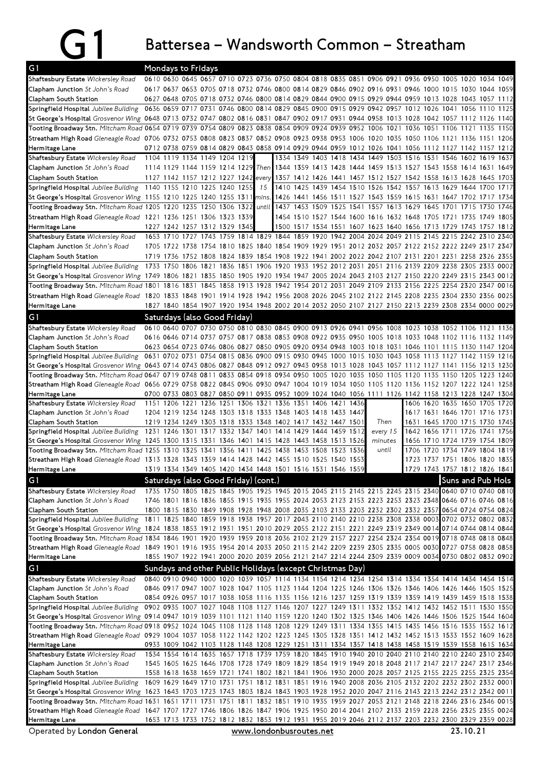# G1 Battersea – Wandsworth Common – Streatham

## G1 Mondays to Fridays

| | | | | | | | | | | | | | | | | | | | | |
|---|---|---|---|---|---|---|---|---|---|---|---|---|---|---|---|---|---|---|---|---|
| **Shaftesbury Estate** *Wickersley Road* | 0610 | 0630 | 0645 | 0657 | 0710 | 0723 | 0736 | 0750 | 0804 | 0818 | 0835 | 0851 | 0906 | 0921 | 0936 | 0950 | 1005 | 1020 | 1034 | 1049 |
| **Clapham Junction** *St John's Road* | 0617 | 0637 | 0653 | 0705 | 0718 | 0732 | 0746 | 0800 | 0814 | 0829 | 0846 | 0902 | 0916 | 0931 | 0946 | 1000 | 1015 | 1030 | 1044 | 1059 |
| **Clapham South Station** | 0627 | 0648 | 0705 | 0718 | 0732 | 0746 | 0800 | 0814 | 0829 | 0844 | 0900 | 0915 | 0929 | 0944 | 0959 | 1013 | 1028 | 1043 | 1057 | 1112 |
| **Springfield Hospital** *Jubilee Building* | 0636 | 0659 | 0717 | 0731 | 0746 | 0800 | 0814 | 0829 | 0845 | 0900 | 0915 | 0929 | 0942 | 0957 | 1012 | 1026 | 1041 | 1056 | 1110 | 1125 |
| **St George's Hospital** *Grosvenor Wing* | 0648 | 0713 | 0732 | 0747 | 0802 | 0816 | 0831 | 0847 | 0902 | 0917 | 0931 | 0944 | 0958 | 1013 | 1028 | 1042 | 1057 | 1112 | 1126 | 1140 |
| **Tooting Broadway Stn.** *Mitcham Road* | 0654 | 0719 | 0739 | 0754 | 0809 | 0823 | 0838 | 0854 | 0909 | 0924 | 0939 | 0952 | 1006 | 1021 | 1036 | 1051 | 1106 | 1121 | 1135 | 1150 |
| **Streatham High Road** *Gleneagle Road* | 0706 | 0732 | 0753 | 0808 | 0823 | 0837 | 0852 | 0908 | 0923 | 0938 | 0953 | 1006 | 1020 | 1035 | 1050 | 1106 | 1121 | 1136 | 1151 | 1206 |
| **Hermitage Lane** | 0712 | 0738 | 0759 | 0814 | 0829 | 0843 | 0858 | 0914 | 0929 | 0944 | 0959 | 1012 | 1026 | 1041 | 1056 | 1112 | 1127 | 1142 | 1157 | 1212 |

| | | | | | | | | | | | | | | | | | | | | |
|---|---|---|---|---|---|---|---|---|---|---|---|---|---|---|---|---|---|---|---|---|
| **Shaftesbury Estate** *Wickersley Road* | 1104 | 1119 | 1134 | 1149 | 1204 | 1219 | | 1334 | 1349 | 1403 | 1418 | 1434 | 1449 | 1503 | 1516 | 1531 | 1546 | 1602 | 1619 | 1637 |
| **Clapham Junction** *St John's Road* | 1114 | 1129 | 1144 | 1159 | 1214 | 1229 | *Then* | 1344 | 1359 | 1413 | 1428 | 1444 | 1459 | 1513 | 1527 | 1543 | 1558 | 1614 | 1631 | 1649 |
| **Clapham South Station** | 1127 | 1142 | 1157 | 1212 | 1227 | 1242 | *every* | 1357 | 1412 | 1426 | 1441 | 1457 | 1512 | 1527 | 1542 | 1558 | 1613 | 1628 | 1645 | 1703 |
| **Springfield Hospital** *Jubilee Building* | 1140 | 1155 | 1210 | 1225 | 1240 | 1255 | *15* | 1410 | 1425 | 1439 | 1454 | 1510 | 1526 | 1542 | 1557 | 1613 | 1629 | 1644 | 1700 | 1717 |
| **St George's Hospital** *Grosvenor Wing* | 1155 | 1210 | 1225 | 1240 | 1255 | 1311 | *mins.* | 1426 | 1441 | 1456 | 1511 | 1527 | 1543 | 1559 | 1615 | 1631 | 1647 | 1702 | 1717 | 1734 |
| **Tooting Broadway Stn.** *Mitcham Road* | 1205 | 1220 | 1235 | 1250 | 1306 | 1322 | *until* | 1437 | 1453 | 1509 | 1525 | 1541 | 1557 | 1613 | 1629 | 1645 | 1701 | 1715 | 1730 | 1746 |
| **Streatham High Road** *Gleneagle Road* | 1221 | 1236 | 1251 | 1306 | 1323 | 1339 | | 1454 | 1510 | 1527 | 1544 | 1600 | 1616 | 1632 | 1648 | 1705 | 1721 | 1735 | 1749 | 1805 |
| **Hermitage Lane** | 1227 | 1242 | 1257 | 1312 | 1329 | 1345 | | 1500 | 1517 | 1534 | 1551 | 1607 | 1623 | 1640 | 1656 | 1713 | 1729 | 1743 | 1757 | 1812 |

| | | | | | | | | | | | | | | | | | | | | |
|---|---|---|---|---|---|---|---|---|---|---|---|---|---|---|---|---|---|---|---|---|
| **Shaftesbury Estate** *Wickersley Road* | 1653 | 1710 | 1727 | 1743 | 1759 | 1814 | 1829 | 1844 | 1859 | 1920 | 1942 | 2004 | 2024 | 2049 | 2115 | 2145 | 2215 | 2242 | 2310 | 2340 |
| **Clapham Junction** *St John's Road* | 1705 | 1722 | 1738 | 1754 | 1810 | 1825 | 1840 | 1854 | 1909 | 1929 | 1951 | 2012 | 2032 | 2057 | 2122 | 2152 | 2222 | 2249 | 2317 | 2347 |
| **Clapham South Station** | 1719 | 1736 | 1752 | 1808 | 1824 | 1839 | 1854 | 1908 | 1922 | 1941 | 2002 | 2022 | 2042 | 2107 | 2131 | 2201 | 2231 | 2258 | 2326 | 2355 |
| **Springfield Hospital** *Jubilee Building* | 1733 | 1750 | 1806 | 1821 | 1836 | 1851 | 1906 | 1920 | 1933 | 1952 | 2012 | 2031 | 2051 | 2116 | 2139 | 2209 | 2238 | 2305 | 2333 | 0002 |
| **St George's Hospital** *Grosvenor Wing* | 1749 | 1806 | 1821 | 1835 | 1850 | 1905 | 1920 | 1934 | 1947 | 2005 | 2024 | 2043 | 2103 | 2127 | 2150 | 2220 | 2249 | 2315 | 2343 | 0012 |
| **Tooting Broadway Stn.** *Mitcham Road* | 1801 | 1816 | 1831 | 1845 | 1858 | 1913 | 1928 | 1942 | 1954 | 2012 | 2031 | 2049 | 2109 | 2133 | 2156 | 2225 | 2254 | 2320 | 2347 | 0016 |
| **Streatham High Road** *Gleneagle Road* | 1820 | 1833 | 1848 | 1901 | 1914 | 1928 | 1942 | 1956 | 2008 | 2026 | 2045 | 2102 | 2122 | 2145 | 2208 | 2235 | 2304 | 2330 | 2356 | 0025 |
| **Hermitage Lane** | 1827 | 1840 | 1854 | 1907 | 1920 | 1934 | 1948 | 2002 | 2014 | 2032 | 2050 | 2107 | 2127 | 2150 | 2213 | 2239 | 2308 | 2334 | 0000 | 0029 |

## G1 Saturdays (also Good Friday)

| | | | | | | | | | | | | | | | | | | | | |
|---|---|---|---|---|---|---|---|---|---|---|---|---|---|---|---|---|---|---|---|---|
| **Shaftesbury Estate** *Wickersley Road* | 0610 | 0640 | 0707 | 0730 | 0750 | 0810 | 0830 | 0845 | 0900 | 0913 | 0926 | 0941 | 0956 | 1008 | 1023 | 1038 | 1052 | 1106 | 1121 | 1136 |
| **Clapham Junction** *St John's Road* | 0616 | 0646 | 0714 | 0737 | 0757 | 0817 | 0838 | 0853 | 0908 | 0922 | 0935 | 0950 | 1005 | 1018 | 1033 | 1048 | 1102 | 1116 | 1132 | 1149 |
| **Clapham South Station** | 0623 | 0654 | 0723 | 0746 | 0806 | 0827 | 0850 | 0905 | 0920 | 0934 | 0948 | 1003 | 1018 | 1031 | 1046 | 1101 | 1115 | 1130 | 1147 | 1204 |
| **Springfield Hospital** *Jubilee Building* | 0631 | 0702 | 0731 | 0754 | 0815 | 0836 | 0900 | 0915 | 0930 | 0945 | 1000 | 1015 | 1030 | 1043 | 1058 | 1113 | 1127 | 1142 | 1159 | 1216 |
| **St George's Hospital** *Grosvenor Wing* | 0643 | 0714 | 0743 | 0806 | 0827 | 0848 | 0912 | 0927 | 0943 | 0958 | 1013 | 1028 | 1043 | 1057 | 1112 | 1127 | 1141 | 1156 | 1213 | 1230 |
| **Tooting Broadway Stn.** *Mitcham Road* | 0647 | 0719 | 0748 | 0811 | 0833 | 0854 | 0918 | 0934 | 0950 | 1005 | 1020 | 1035 | 1050 | 1105 | 1120 | 1135 | 1150 | 1205 | 1223 | 1240 |
| **Streatham High Road** *Gleneagle Road* | 0656 | 0729 | 0758 | 0822 | 0845 | 0906 | 0930 | 0947 | 1004 | 1019 | 1034 | 1050 | 1105 | 1120 | 1136 | 1152 | 1207 | 1222 | 1241 | 1258 |
| **Hermitage Lane** | 0700 | 0733 | 0803 | 0827 | 0850 | 0911 | 0935 | 0952 | 1009 | 1024 | 1040 | 1056 | 1111 | 1126 | 1142 | 1158 | 1213 | 1228 | 1247 | 1304 |

| | | | | | | | | | | | | | | | | | | | |
|---|---|---|---|---|---|---|---|---|---|---|---|---|---|---|---|---|---|---|---|
| **Shaftesbury Estate** *Wickersley Road* | 1151 | 1206 | 1221 | 1236 | 1251 | 1306 | 1321 | 1336 | 1351 | 1406 | 1421 | 1436 | | 1606 | 1620 | 1635 | 1650 | 1705 | 1720 |
| **Clapham Junction** *St John's Road* | 1204 | 1219 | 1234 | 1248 | 1303 | 1318 | 1333 | 1348 | 1403 | 1418 | 1433 | 1447 | | 1617 | 1631 | 1646 | 1701 | 1716 | 1731 |
| **Clapham South Station** | 1219 | 1234 | 1249 | 1303 | 1318 | 1333 | 1348 | 1402 | 1417 | 1432 | 1447 | 1501 | *Then* | 1631 | 1645 | 1700 | 1715 | 1730 | 1745 |
| **Springfield Hospital** *Jubilee Building* | 1231 | 1246 | 1301 | 1317 | 1332 | 1347 | 1401 | 1414 | 1429 | 1444 | 1459 | 1512 | *every 15* | 1642 | 1656 | 1711 | 1726 | 1741 | 1756 |
| **St George's Hospital** *Grosvenor Wing* | 1245 | 1300 | 1315 | 1331 | 1346 | 1401 | 1415 | 1428 | 1443 | 1458 | 1513 | 1526 | *minutes* | 1656 | 1710 | 1724 | 1739 | 1754 | 1809 |
| **Tooting Broadway Stn.** *Mitcham Road* | 1255 | 1310 | 1325 | 1341 | 1356 | 1411 | 1425 | 1438 | 1453 | 1508 | 1523 | 1536 | *until* | 1706 | 1720 | 1734 | 1749 | 1804 | 1819 |
| **Streatham High Road** *Gleneagle Road* | 1313 | 1328 | 1343 | 1359 | 1414 | 1428 | 1442 | 1455 | 1510 | 1525 | 1540 | 1553 | | 1723 | 1737 | 1751 | 1806 | 1820 | 1835 |
| **Hermitage Lane** | 1319 | 1334 | 1349 | 1405 | 1420 | 1434 | 1448 | 1501 | 1516 | 1531 | 1546 | 1559 | | 1729 | 1743 | 1757 | 1812 | 1826 | 1841 |

## G1 Saturdays (also Good Friday) (cont.) / Suns and Pub Hols

| | Saturdays (also Good Friday) (cont.) | | | | | | | | | | | | | | | | Suns and Pub Hols | | | |
|---|---|---|---|---|---|---|---|---|---|---|---|---|---|---|---|---|---|---|---|---|
| **Shaftesbury Estate** *Wickersley Road* | 1735 | 1750 | 1805 | 1825 | 1845 | 1905 | 1925 | 1945 | 2015 | 2045 | 2115 | 2145 | 2215 | 2245 | 2315 | 2340 | 0640 | 0710 | 0740 | 0810 |
| **Clapham Junction** *St John's Road* | 1746 | 1801 | 1816 | 1836 | 1855 | 1915 | 1935 | 1955 | 2024 | 2053 | 2123 | 2153 | 2223 | 2253 | 2323 | 2348 | 0646 | 0716 | 0746 | 0816 |
| **Clapham South Station** | 1800 | 1815 | 1830 | 1849 | 1908 | 1928 | 1948 | 2008 | 2035 | 2103 | 2133 | 2203 | 2232 | 2302 | 2332 | 2357 | 0654 | 0724 | 0754 | 0824 |
| **Springfield Hospital** *Jubilee Building* | 1811 | 1825 | 1840 | 1859 | 1918 | 1938 | 1957 | 2017 | 2043 | 2110 | 2140 | 2210 | 2238 | 2308 | 2338 | 0003 | 0702 | 0732 | 0802 | 0832 |
| **St George's Hospital** *Grosvenor Wing* | 1824 | 1838 | 1853 | 1912 | 1931 | 1951 | 2010 | 2029 | 2055 | 2122 | 2151 | 2221 | 2249 | 2319 | 2349 | 0014 | 0714 | 0744 | 0814 | 0844 |
| **Tooting Broadway Stn.** *Mitcham Road* | 1834 | 1846 | 1901 | 1920 | 1939 | 1959 | 2018 | 2036 | 2102 | 2129 | 2157 | 2227 | 2254 | 2324 | 2354 | 0019 | 0718 | 0748 | 0818 | 0848 |
| **Streatham High Road** *Gleneagle Road* | 1849 | 1901 | 1916 | 1935 | 1954 | 2014 | 2033 | 2050 | 2115 | 2142 | 2209 | 2239 | 2305 | 2335 | 0005 | 0030 | 0727 | 0757 | 0828 | 0858 |
| **Hermitage Lane** | 1855 | 1907 | 1922 | 1941 | 2000 | 2020 | 2039 | 2056 | 2121 | 2147 | 2214 | 2244 | 2309 | 2339 | 0009 | 0034 | 0730 | 0802 | 0832 | 0902 |

## G1 Sundays and other Public Holidays (except Christmas Day)

| | | | | | | | | | | | | | | | | | | | | |
|---|---|---|---|---|---|---|---|---|---|---|---|---|---|---|---|---|---|---|---|---|
| **Shaftesbury Estate** *Wickersley Road* | 0840 | 0910 | 0940 | 1000 | 1020 | 1039 | 1057 | 1114 | 1134 | 1154 | 1214 | 1234 | 1254 | 1314 | 1334 | 1354 | 1414 | 1434 | 1454 | 1514 |
| **Clapham Junction** *St John's Road* | 0846 | 0917 | 0947 | 1007 | 1028 | 1047 | 1105 | 1123 | 1144 | 1204 | 1225 | 1246 | 1306 | 1326 | 1346 | 1406 | 1426 | 1446 | 1505 | 1525 |
| **Clapham South Station** | 0854 | 0926 | 0957 | 1017 | 1038 | 1058 | 1116 | 1135 | 1156 | 1216 | 1237 | 1259 | 1319 | 1339 | 1359 | 1419 | 1439 | 1459 | 1518 | 1538 |
| **Springfield Hospital** *Jubilee Building* | 0902 | 0935 | 1007 | 1027 | 1048 | 1108 | 1127 | 1146 | 1207 | 1227 | 1249 | 1311 | 1332 | 1352 | 1412 | 1432 | 1452 | 1511 | 1530 | 1550 |
| **St George's Hospital** *Grosvenor Wing* | 0914 | 0947 | 1019 | 1039 | 1101 | 1121 | 1140 | 1159 | 1220 | 1240 | 1302 | 1325 | 1346 | 1406 | 1426 | 1446 | 1506 | 1525 | 1544 | 1604 |
| **Tooting Broadway Stn.** *Mitcham Road* | 0918 | 0952 | 1024 | 1045 | 1108 | 1128 | 1148 | 1208 | 1229 | 1249 | 1311 | 1334 | 1355 | 1415 | 1435 | 1456 | 1516 | 1535 | 1552 | 1612 |
| **Streatham High Road** *Gleneagle Road* | 0929 | 1004 | 1037 | 1058 | 1122 | 1142 | 1202 | 1223 | 1245 | 1305 | 1328 | 1351 | 1412 | 1432 | 1452 | 1513 | 1533 | 1552 | 1609 | 1628 |
| **Hermitage Lane** | 0933 | 1009 | 1042 | 1103 | 1128 | 1148 | 1208 | 1229 | 1251 | 1311 | 1334 | 1357 | 1418 | 1438 | 1458 | 1519 | 1539 | 1558 | 1615 | 1634 |

| | | | | | | | | | | | | | | | | | | | | |
|---|---|---|---|---|---|---|---|---|---|---|---|---|---|---|---|---|---|---|---|---|
| **Shaftesbury Estate** *Wickersley Road* | 1534 | 1554 | 1614 | 1635 | 1657 | 1718 | 1739 | 1759 | 1820 | 1845 | 1910 | 1940 | 2010 | 2040 | 2110 | 2140 | 2210 | 2240 | 2310 | 2340 |
| **Clapham Junction** *St John's Road* | 1545 | 1605 | 1625 | 1646 | 1708 | 1728 | 1749 | 1809 | 1829 | 1854 | 1919 | 1949 | 2018 | 2048 | 2117 | 2147 | 2217 | 2247 | 2317 | 2346 |
| **Clapham South Station** | 1558 | 1618 | 1638 | 1659 | 1721 | 1741 | 1802 | 1821 | 1841 | 1906 | 1930 | 2000 | 2028 | 2057 | 2125 | 2155 | 2225 | 2255 | 2325 | 2354 |
| **Springfield Hospital** *Jubilee Building* | 1609 | 1629 | 1649 | 1710 | 1731 | 1751 | 1812 | 1831 | 1851 | 1916 | 1940 | 2008 | 2036 | 2105 | 2132 | 2202 | 2232 | 2302 | 2332 | 0001 |
| **St George's Hospital** *Grosvenor Wing* | 1623 | 1643 | 1703 | 1723 | 1743 | 1803 | 1824 | 1843 | 1903 | 1928 | 1952 | 2020 | 2047 | 2116 | 2143 | 2213 | 2242 | 2312 | 2342 | 0011 |
| **Tooting Broadway Stn.** *Mitcham Road* | 1631 | 1651 | 1711 | 1731 | 1751 | 1811 | 1832 | 1851 | 1910 | 1935 | 1959 | 2027 | 2053 | 2121 | 2148 | 2218 | 2246 | 2316 | 2346 | 0015 |
| **Streatham High Road** *Gleneagle Road* | 1647 | 1707 | 1727 | 1746 | 1806 | 1826 | 1847 | 1906 | 1925 | 1950 | 2014 | 2041 | 2107 | 2133 | 2159 | 2228 | 2256 | 2325 | 2355 | 0024 |
| **Hermitage Lane** | 1653 | 1713 | 1733 | 1752 | 1812 | 1832 | 1853 | 1912 | 1931 | 1955 | 2019 | 2046 | 2112 | 2137 | 2203 | 2232 | 2300 | 2329 | 2359 | 0028 |

Operated by **London General** — www.londonbusroutes.net — 23.10.21